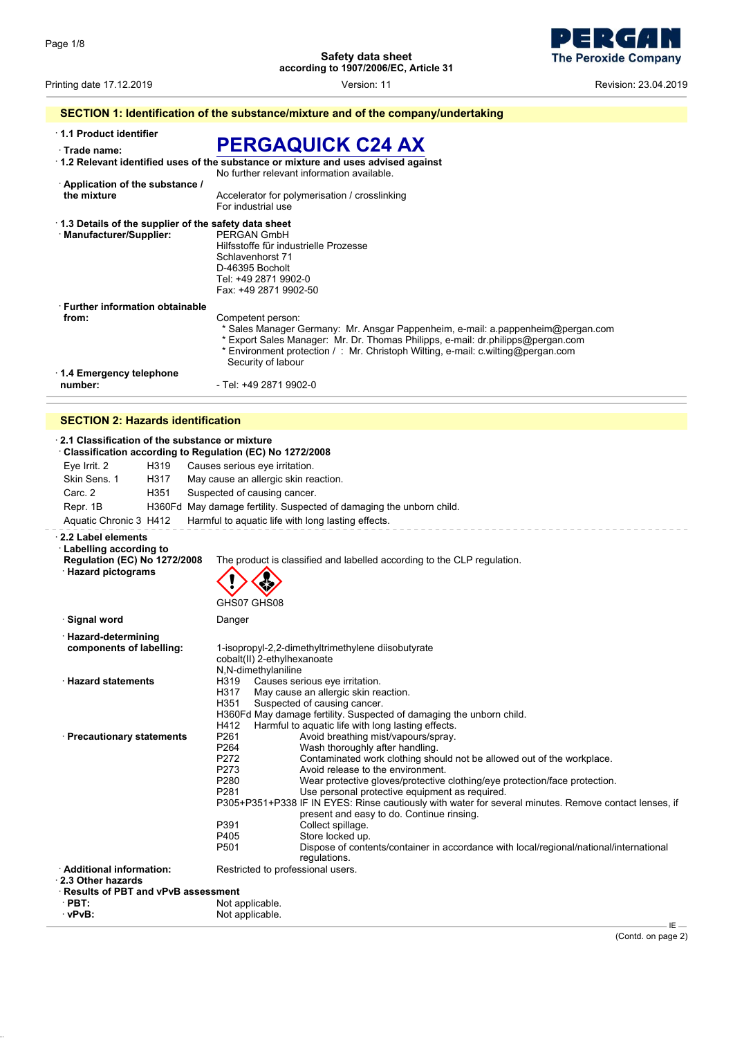Safety data sheet
according to 1907/2006/EC, Article 31

Printing date 17.12.2019 | Version: 11 | Revision: 23.04.2019

## SECTION 1: Identification of the substance/mixture and of the company/undertaking

· **1.1 Product identifier**

· **Trade name:** **PERGAQUICK C24 AX**

· **1.2 Relevant identified uses of the substance or mixture and uses advised against**
No further relevant information available.

· **Application of the substance / the mixture**
Accelerator for polymerisation / crosslinking
For industrial use

· **1.3 Details of the supplier of the safety data sheet**

· **Manufacturer/Supplier:**
PERGAN GmbH
Hilfsstoffe für industrielle Prozesse
Schlavenhorst 71
D-46395 Bocholt
Tel: +49 2871 9902-0
Fax: +49 2871 9902-50

· **Further information obtainable from:**
Competent person:
* Sales Manager Germany: Mr. Ansgar Pappenheim, e-mail: a.pappenheim@pergan.com
* Export Sales Manager: Mr. Dr. Thomas Philipps, e-mail: dr.philipps@pergan.com
* Environment protection / : Mr. Christoph Wilting, e-mail: c.wilting@pergan.com
Security of labour

· **1.4 Emergency telephone number:** - Tel: +49 2871 9902-0

## SECTION 2: Hazards identification

· **2.1 Classification of the substance or mixture**

· **Classification according to Regulation (EC) No 1272/2008**

| | | |
|---|---|---|
| Eye Irrit. 2 | H319 | Causes serious eye irritation. |
| Skin Sens. 1 | H317 | May cause an allergic skin reaction. |
| Carc. 2 | H351 | Suspected of causing cancer. |
| Repr. 1B | H360Fd | May damage fertility. Suspected of damaging the unborn child. |
| Aquatic Chronic 3 | H412 | Harmful to aquatic life with long lasting effects. |

· **2.2 Label elements**

· **Labelling according to Regulation (EC) No 1272/2008**
The product is classified and labelled according to the CLP regulation.

· **Hazard pictograms**
GHS07 GHS08

· **Signal word**
Danger

· **Hazard-determining components of labelling:**
1-isopropyl-2,2-dimethyltrimethylene diisobutyrate
cobalt(II) 2-ethylhexanoate
N,N-dimethylaniline

· **Hazard statements**
H319 Causes serious eye irritation.
H317 May cause an allergic skin reaction.
H351 Suspected of causing cancer.
H360Fd May damage fertility. Suspected of damaging the unborn child.
H412 Harmful to aquatic life with long lasting effects.

· **Precautionary statements**
P261 Avoid breathing mist/vapours/spray.
P264 Wash thoroughly after handling.
P272 Contaminated work clothing should not be allowed out of the workplace.
P273 Avoid release to the environment.
P280 Wear protective gloves/protective clothing/eye protection/face protection.
P281 Use personal protective equipment as required.
P305+P351+P338 IF IN EYES: Rinse cautiously with water for several minutes. Remove contact lenses, if present and easy to do. Continue rinsing.
P391 Collect spillage.
P405 Store locked up.
P501 Dispose of contents/container in accordance with local/regional/national/international regulations.

· **Additional information:** Restricted to professional users.

· **2.3 Other hazards**

· **Results of PBT and vPvB assessment**

· **PBT:** Not applicable.

· **vPvB:** Not applicable.

(Contd. on page 2)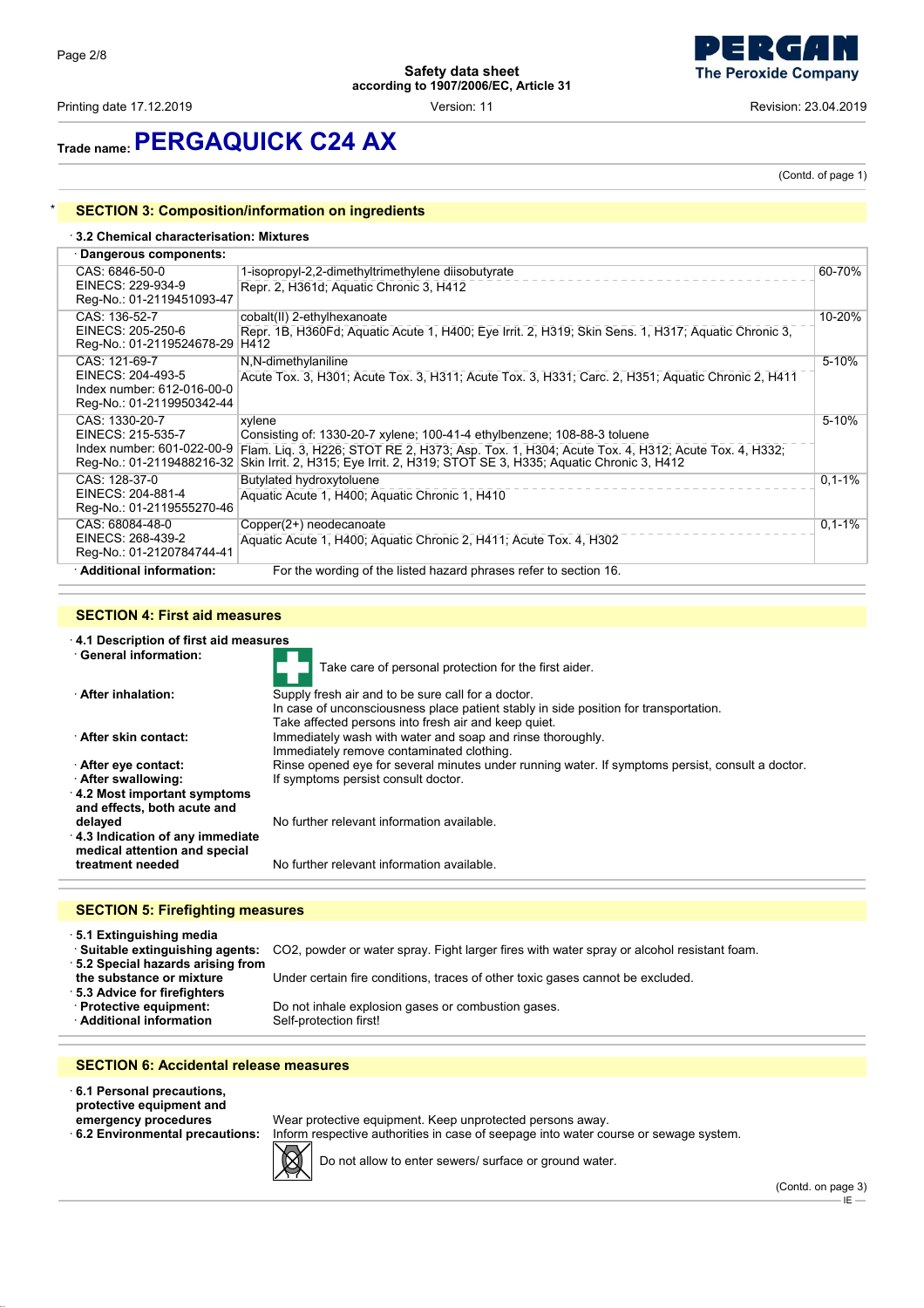## Trade name: PERGAQUICK C24 AX

(Contd. of page 1)

## SECTION 3: Composition/information on ingredients

· **3.2 Chemical characterisation: Mixtures**

· **Dangerous components:**

| Identifiers | Component / Classification | Concentration |
|---|---|---|
| CAS: 6846-50-0<br>EINECS: 229-934-9<br>Reg-No.: 01-2119451093-47 | 1-isopropyl-2,2-dimethyltrimethylene diisobutyrate<br>Repr. 2, H361d; Aquatic Chronic 3, H412 | 60-70% |
| CAS: 136-52-7<br>EINECS: 205-250-6<br>Reg-No.: 01-2119524678-29 | cobalt(II) 2-ethylhexanoate<br>Repr. 1B, H360Fd; Aquatic Acute 1, H400; Eye Irrit. 2, H319; Skin Sens. 1, H317; Aquatic Chronic 3, H412 | 10-20% |
| CAS: 121-69-7<br>EINECS: 204-493-5<br>Index number: 612-016-00-0<br>Reg-No.: 01-2119950342-44 | N,N-dimethylaniline<br>Acute Tox. 3, H301; Acute Tox. 3, H311; Acute Tox. 3, H331; Carc. 2, H351; Aquatic Chronic 2, H411 | 5-10% |
| CAS: 1330-20-7<br>EINECS: 215-535-7<br>Index number: 601-022-00-9<br>Reg-No.: 01-2119488216-32 | xylene<br>Consisting of: 1330-20-7 xylene; 100-41-4 ethylbenzene; 108-88-3 toluene<br>Flam. Liq. 3, H226; STOT RE 2, H373; Asp. Tox. 1, H304; Acute Tox. 4, H312; Acute Tox. 4, H332; Skin Irrit. 2, H315; Eye Irrit. 2, H319; STOT SE 3, H335; Aquatic Chronic 3, H412 | 5-10% |
| CAS: 128-37-0<br>EINECS: 204-881-4<br>Reg-No.: 01-2119555270-46 | Butylated hydroxytoluene<br>Aquatic Acute 1, H400; Aquatic Chronic 1, H410 | 0,1-1% |
| CAS: 68084-48-0<br>EINECS: 268-439-2<br>Reg-No.: 01-2120784744-41 | Copper(2+) neodecanoate<br>Aquatic Acute 1, H400; Aquatic Chronic 2, H411; Acute Tox. 4, H302 | 0,1-1% |

· **Additional information:** For the wording of the listed hazard phrases refer to section 16.

## SECTION 4: First aid measures

· **4.1 Description of first aid measures**

· **General information:** Take care of personal protection for the first aider.

· **After inhalation:** Supply fresh air and to be sure call for a doctor.
In case of unconsciousness place patient stably in side position for transportation.
Take affected persons into fresh air and keep quiet.

· **After skin contact:** Immediately wash with water and soap and rinse thoroughly.
Immediately remove contaminated clothing.

· **After eye contact:** Rinse opened eye for several minutes under running water. If symptoms persist, consult a doctor.

· **After swallowing:** If symptoms persist consult doctor.

· **4.2 Most important symptoms and effects, both acute and delayed** No further relevant information available.

· **4.3 Indication of any immediate medical attention and special treatment needed** No further relevant information available.

## SECTION 5: Firefighting measures

· **5.1 Extinguishing media**

· **Suitable extinguishing agents:** $CO_2$, powder or water spray. Fight larger fires with water spray or alcohol resistant foam.

· **5.2 Special hazards arising from the substance or mixture** Under certain fire conditions, traces of other toxic gases cannot be excluded.

· **5.3 Advice for firefighters**

· **Protective equipment:** Do not inhale explosion gases or combustion gases.

· **Additional information** Self-protection first!

## SECTION 6: Accidental release measures

· **6.1 Personal precautions, protective equipment and emergency procedures** Wear protective equipment. Keep unprotected persons away.

· **6.2 Environmental precautions:** Inform respective authorities in case of seepage into water course or sewage system.

Do not allow to enter sewers/ surface or ground water.

(Contd. on page 3)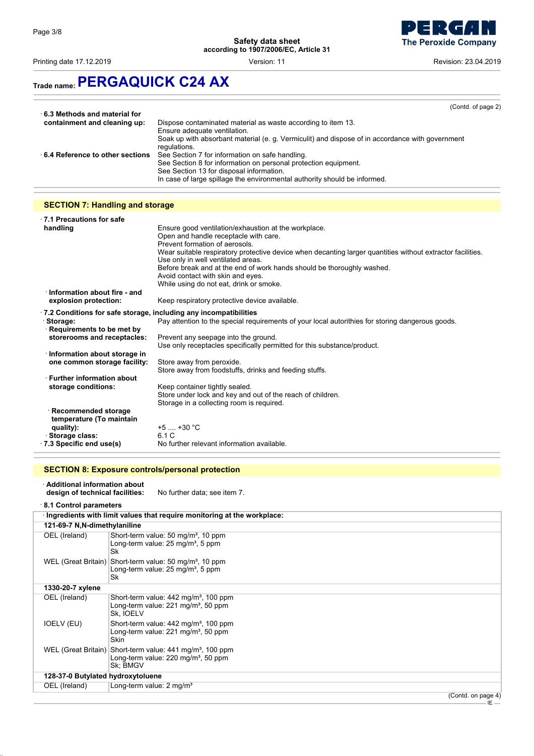**Trade name: PERGAQUICK C24 AX**

(Contd. of page 2)

· **6.3 Methods and material for containment and cleaning up:** Dispose contaminated material as waste according to item 13.
Ensure adequate ventilation.
Soak up with absorbant material (e. g. Vermiculit) and dispose of in accordance with government regulations.

· **6.4 Reference to other sections** See Section 7 for information on safe handling.
See Section 8 for information on personal protection equipment.
See Section 13 for disposal information.
In case of large spillage the environmental authority should be informed.

## SECTION 7: Handling and storage

· **7.1 Precautions for safe handling** Ensure good ventilation/exhaustion at the workplace.
Open and handle receptacle with care.
Prevent formation of aerosols.
Wear suitable respiratory protective device when decanting larger quantities without extractor facilities.
Use only in well ventilated areas.
Before break and at the end of work hands should be thoroughly washed.
Avoid contact with skin and eyes.
While using do not eat, drink or smoke.

· **Information about fire - and explosion protection:** Keep respiratory protective device available.

· **7.2 Conditions for safe storage, including any incompatibilities**

· **Storage:** Pay attention to the special requirements of your local autorithies for storing dangerous goods.

· **Requirements to be met by storerooms and receptacles:** Prevent any seepage into the ground.
Use only receptacles specifically permitted for this substance/product.

· **Information about storage in one common storage facility:** Store away from peroxide.
Store away from foodstuffs, drinks and feeding stuffs.

· **Further information about storage conditions:** Keep container tightly sealed.
Store under lock and key and out of the reach of children.
Storage in a collecting room is required.

· **Recommended storage temperature (To maintain quality):** +5 .... +30 °C

· **Storage class:** 6.1 C

· **7.3 Specific end use(s)** No further relevant information available.

## SECTION 8: Exposure controls/personal protection

· **Additional information about design of technical facilities:** No further data; see item 7.

· **8.1 Control parameters**

| · Ingredients with limit values that require monitoring at the workplace: | |
|---|---|
| **121-69-7 N,N-dimethylaniline** | |
| OEL (Ireland) | Short-term value: 50 mg/m³, 10 ppm<br>Long-term value: 25 mg/m³, 5 ppm<br>Sk |
| WEL (Great Britain) | Short-term value: 50 mg/m³, 10 ppm<br>Long-term value: 25 mg/m³, 5 ppm<br>Sk |
| **1330-20-7 xylene** | |
| OEL (Ireland) | Short-term value: 442 mg/m³, 100 ppm<br>Long-term value: 221 mg/m³, 50 ppm<br>Sk, IOELV |
| IOELV (EU) | Short-term value: 442 mg/m³, 100 ppm<br>Long-term value: 221 mg/m³, 50 ppm<br>Skin |
| WEL (Great Britain) | Short-term value: 441 mg/m³, 100 ppm<br>Long-term value: 220 mg/m³, 50 ppm<br>Sk; BMGV |
| **128-37-0 Butylated hydroxytoluene** | |
| OEL (Ireland) | Long-term value: 2 mg/m³ |

(Contd. on page 4)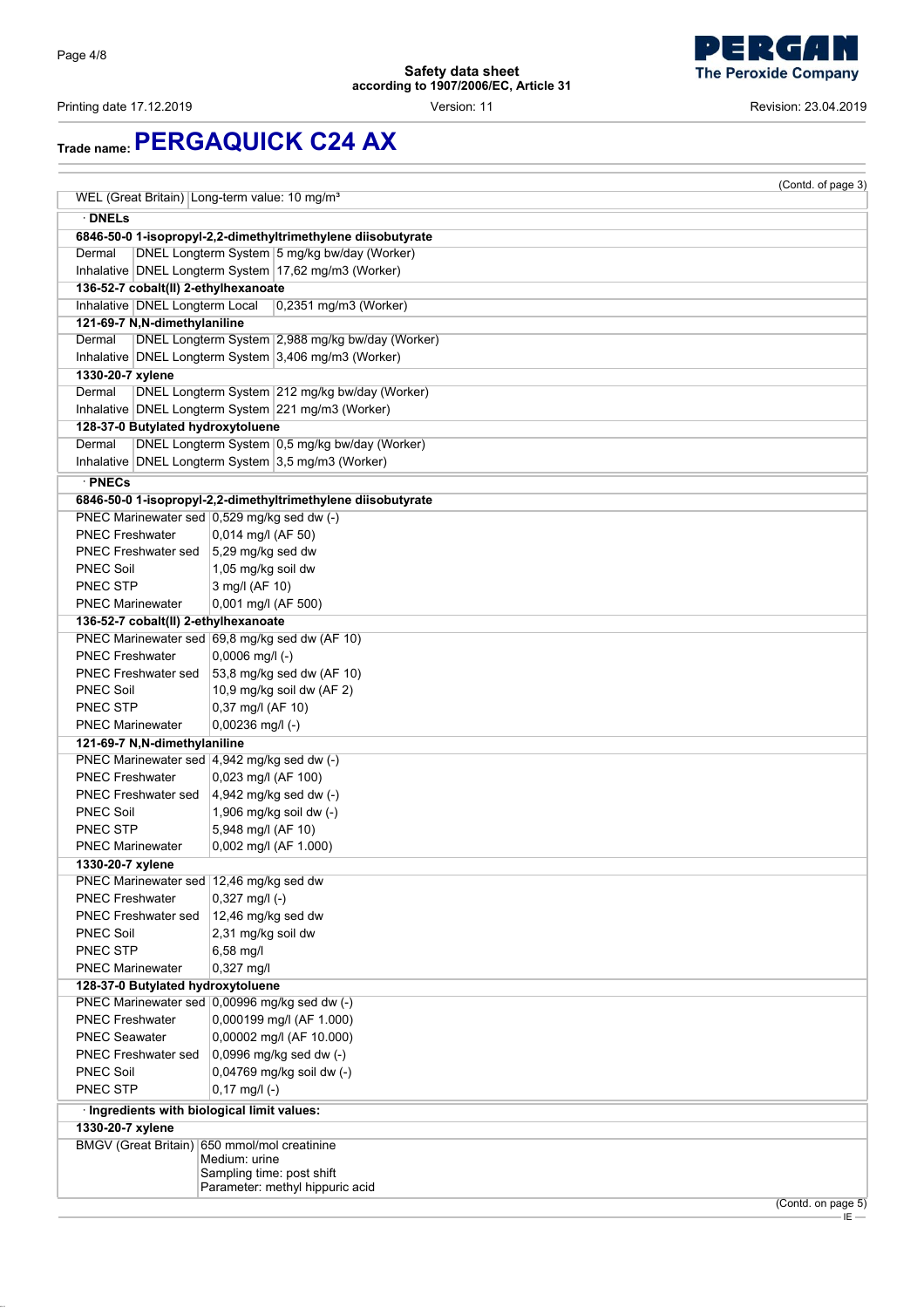## Trade name: PERGAQUICK C24 AX

(Contd. of page 3)

| WEL (Great Britain) | Long-term value: 10 mg/m³ |
|---|---|

· **DNELs**

| | | |
|---|---|---|
| **6846-50-0 1-isopropyl-2,2-dimethyltrimethylene diisobutyrate** | | |
| Dermal | DNEL Longterm System | 5 mg/kg bw/day (Worker) |
| Inhalative | DNEL Longterm System | 17,62 mg/m3 (Worker) |
| **136-52-7 cobalt(II) 2-ethylhexanoate** | | |
| Inhalative | DNEL Longterm Local | 0,2351 mg/m3 (Worker) |
| **121-69-7 N,N-dimethylaniline** | | |
| Dermal | DNEL Longterm System | 2,988 mg/kg bw/day (Worker) |
| Inhalative | DNEL Longterm System | 3,406 mg/m3 (Worker) |
| **1330-20-7 xylene** | | |
| Dermal | DNEL Longterm System | 212 mg/kg bw/day (Worker) |
| Inhalative | DNEL Longterm System | 221 mg/m3 (Worker) |
| **128-37-0 Butylated hydroxytoluene** | | |
| Dermal | DNEL Longterm System | 0,5 mg/kg bw/day (Worker) |
| Inhalative | DNEL Longterm System | 3,5 mg/m3 (Worker) |

· **PNECs**

| | |
|---|---|
| **6846-50-0 1-isopropyl-2,2-dimethyltrimethylene diisobutyrate** | |
| PNEC Marinewater sed | 0,529 mg/kg sed dw (-) |
| PNEC Freshwater | 0,014 mg/l (AF 50) |
| PNEC Freshwater sed | 5,29 mg/kg sed dw |
| PNEC Soil | 1,05 mg/kg soil dw |
| PNEC STP | 3 mg/l (AF 10) |
| PNEC Marinewater | 0,001 mg/l (AF 500) |
| **136-52-7 cobalt(II) 2-ethylhexanoate** | |
| PNEC Marinewater sed | 69,8 mg/kg sed dw (AF 10) |
| PNEC Freshwater | 0,0006 mg/l (-) |
| PNEC Freshwater sed | 53,8 mg/kg sed dw (AF 10) |
| PNEC Soil | 10,9 mg/kg soil dw (AF 2) |
| PNEC STP | 0,37 mg/l (AF 10) |
| PNEC Marinewater | 0,00236 mg/l (-) |
| **121-69-7 N,N-dimethylaniline** | |
| PNEC Marinewater sed | 4,942 mg/kg sed dw (-) |
| PNEC Freshwater | 0,023 mg/l (AF 100) |
| PNEC Freshwater sed | 4,942 mg/kg sed dw (-) |
| PNEC Soil | 1,906 mg/kg soil dw (-) |
| PNEC STP | 5,948 mg/l (AF 10) |
| PNEC Marinewater | 0,002 mg/l (AF 1.000) |
| **1330-20-7 xylene** | |
| PNEC Marinewater sed | 12,46 mg/kg sed dw |
| PNEC Freshwater | 0,327 mg/l (-) |
| PNEC Freshwater sed | 12,46 mg/kg sed dw |
| PNEC Soil | 2,31 mg/kg soil dw |
| PNEC STP | 6,58 mg/l |
| PNEC Marinewater | 0,327 mg/l |
| **128-37-0 Butylated hydroxytoluene** | |
| PNEC Marinewater sed | 0,00996 mg/kg sed dw (-) |
| PNEC Freshwater | 0,000199 mg/l (AF 1.000) |
| PNEC Seawater | 0,00002 mg/l (AF 10.000) |
| PNEC Freshwater sed | 0,0996 mg/kg sed dw (-) |
| PNEC Soil | 0,04769 mg/kg soil dw (-) |
| PNEC STP | 0,17 mg/l (-) |

· **Ingredients with biological limit values:**

| | |
|---|---|
| **1330-20-7 xylene** | |
| BMGV (Great Britain) | 650 mmol/mol creatinine<br>Medium: urine<br>Sampling time: post shift<br>Parameter: methyl hippuric acid |

(Contd. on page 5)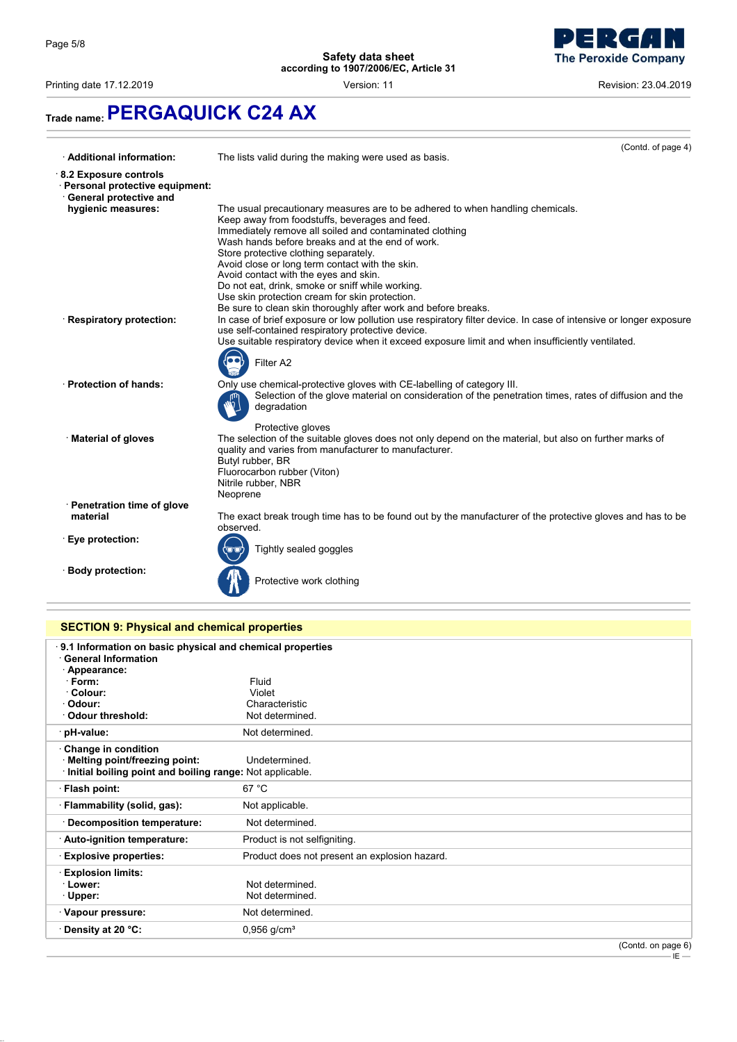## Trade name: PERGAQUICK C24 AX

(Contd. of page 4)

· **Additional information:** The lists valid during the making were used as basis.

· **8.2 Exposure controls**

· **Personal protective equipment:**

· **General protective and hygienic measures:**
The usual precautionary measures are to be adhered to when handling chemicals.
Keep away from foodstuffs, beverages and feed.
Immediately remove all soiled and contaminated clothing
Wash hands before breaks and at the end of work.
Store protective clothing separately.
Avoid close or long term contact with the skin.
Avoid contact with the eyes and skin.
Do not eat, drink, smoke or sniff while working.
Use skin protection cream for skin protection.
Be sure to clean skin thoroughly after work and before breaks.

· **Respiratory protection:** In case of brief exposure or low pollution use respiratory filter device. In case of intensive or longer exposure use self-contained respiratory protective device.
Use suitable respiratory device when it exceed exposure limit and when insufficiently ventilated.

Filter A2

· **Protection of hands:** Only use chemical-protective gloves with CE-labelling of category III.
Selection of the glove material on consideration of the penetration times, rates of diffusion and the degradation

Protective gloves

· **Material of gloves**
The selection of the suitable gloves does not only depend on the material, but also on further marks of quality and varies from manufacturer to manufacturer.
Butyl rubber, BR
Fluorocarbon rubber (Viton)
Nitrile rubber, NBR
Neoprene

· **Penetration time of glove material**
The exact break trough time has to be found out by the manufacturer of the protective gloves and has to be observed.

· **Eye protection:** Tightly sealed goggles

· **Body protection:** Protective work clothing

## SECTION 9: Physical and chemical properties

· **9.1 Information on basic physical and chemical properties**

· **General Information**

| | |
|---|---|
| · **Appearance:** | |
| · **Form:** | Fluid |
| · **Colour:** | Violet |
| · **Odour:** | Characteristic |
| · **Odour threshold:** | Not determined. |
| · **pH-value:** | Not determined. |
| · **Change in condition** | |
| · **Melting point/freezing point:** | Undetermined. |
| · **Initial boiling point and boiling range:** | Not applicable. |
| · **Flash point:** | 67 °C |
| · **Flammability (solid, gas):** | Not applicable. |
| · **Decomposition temperature:** | Not determined. |
| · **Auto-ignition temperature:** | Product is not selfigniting. |
| · **Explosive properties:** | Product does not present an explosion hazard. |
| · **Explosion limits:** | |
| · **Lower:** | Not determined. |
| · **Upper:** | Not determined. |
| · **Vapour pressure:** | Not determined. |
| · **Density at 20 °C:** | 0,956 g/cm³ |

(Contd. on page 6)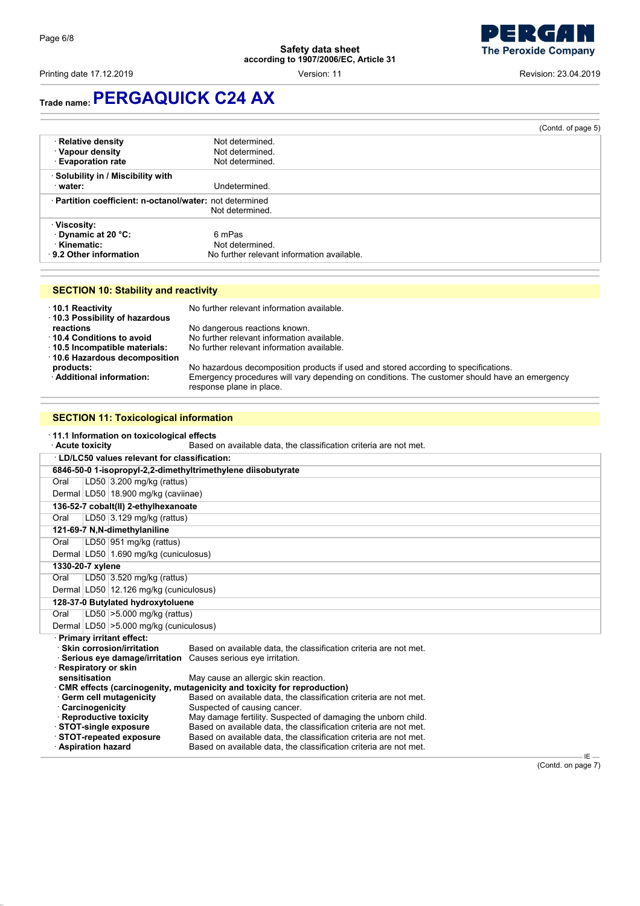Trade name: **PERGAQUICK C24 AX**

(Contd. of page 5)

- **Relative density** Not determined.
- **Vapour density** Not determined.
- **Evaporation rate** Not determined.
- **Solubility in / Miscibility with**
  - **water:** Undetermined.
- **Partition coefficient: n-octanol/water:** not determined
  Not determined.
- **Viscosity:**
  - **Dynamic at 20 °C:** 6 mPas
  - **Kinematic:** Not determined.
- **9.2 Other information** No further relevant information available.

## SECTION 10: Stability and reactivity

- **10.1 Reactivity** No further relevant information available.
- **10.3 Possibility of hazardous reactions** No dangerous reactions known.
- **10.4 Conditions to avoid** No further relevant information available.
- **10.5 Incompatible materials:** No further relevant information available.
- **10.6 Hazardous decomposition products:** No hazardous decomposition products if used and stored according to specifications.
- **Additional information:** Emergency procedures will vary depending on conditions. The customer should have an emergency response plane in place.

## SECTION 11: Toxicological information

- **11.1 Information on toxicological effects**
- **Acute toxicity** Based on available data, the classification criteria are not met.

| **LD/LC50 values relevant for classification:** | | |
|---|---|---|
| **6846-50-0 1-isopropyl-2,2-dimethyltrimethylene diisobutyrate** | | |
| Oral | LD50 | 3.200 mg/kg (rattus) |
| Dermal | LD50 | 18.900 mg/kg (caviinae) |
| **136-52-7 cobalt(II) 2-ethylhexanoate** | | |
| Oral | LD50 | 3.129 mg/kg (rattus) |
| **121-69-7 N,N-dimethylaniline** | | |
| Oral | LD50 | 951 mg/kg (rattus) |
| Dermal | LD50 | 1.690 mg/kg (cuniculosus) |
| **1330-20-7 xylene** | | |
| Oral | LD50 | 3.520 mg/kg (rattus) |
| Dermal | LD50 | 12.126 mg/kg (cuniculosus) |
| **128-37-0 Butylated hydroxytoluene** | | |
| Oral | LD50 | >5.000 mg/kg (rattus) |
| Dermal | LD50 | >5.000 mg/kg (cuniculosus) |

- **Primary irritant effect:**
  - **Skin corrosion/irritation** Based on available data, the classification criteria are not met.
  - **Serious eye damage/irritation** Causes serious eye irritation.
- **Respiratory or skin sensitisation** May cause an allergic skin reaction.
- **CMR effects (carcinogenity, mutagenicity and toxicity for reproduction)**
  - **Germ cell mutagenicity** Based on available data, the classification criteria are not met.
  - **Carcinogenicity** Suspected of causing cancer.
  - **Reproductive toxicity** May damage fertility. Suspected of damaging the unborn child.
- **STOT-single exposure** Based on available data, the classification criteria are not met.
- **STOT-repeated exposure** Based on available data, the classification criteria are not met.
- **Aspiration hazard** Based on available data, the classification criteria are not met.

(Contd. on page 7)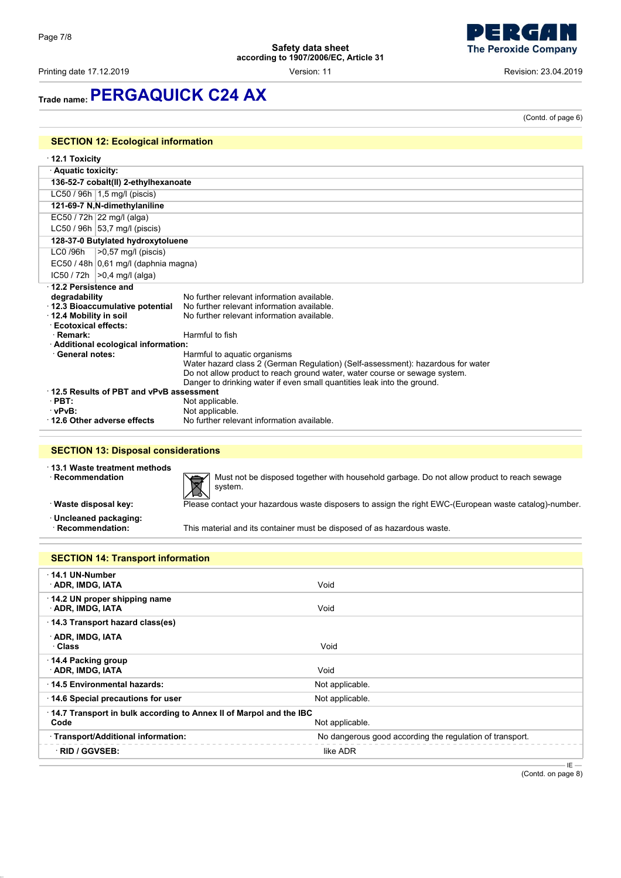# Trade name: PERGAQUICK C24 AX

(Contd. of page 6)

## SECTION 12: Ecological information

· **12.1 Toxicity**

· **Aquatic toxicity:**

| **136-52-7 cobalt(II) 2-ethylhexanoate** | |
|---|---|
| LC50 / 96h | 1,5 mg/l (piscis) |
| **121-69-7 N,N-dimethylaniline** | |
| EC50 / 72h | 22 mg/l (alga) |
| LC50 / 96h | 53,7 mg/l (piscis) |
| **128-37-0 Butylated hydroxytoluene** | |
| LC0 /96h | >0,57 mg/l (piscis) |
| EC50 / 48h | 0,61 mg/l (daphnia magna) |
| IC50 / 72h | >0,4 mg/l (alga) |

· **12.2 Persistence and degradability** No further relevant information available.

· **12.3 Bioaccumulative potential** No further relevant information available.

· **12.4 Mobility in soil** No further relevant information available.

· **Ecotoxical effects:**

· **Remark:** Harmful to fish

· **Additional ecological information:**

· **General notes:** Harmful to aquatic organisms
Water hazard class 2 (German Regulation) (Self-assessment): hazardous for water
Do not allow product to reach ground water, water course or sewage system.
Danger to drinking water if even small quantities leak into the ground.

· **12.5 Results of PBT and vPvB assessment**

· **PBT:** Not applicable.

· **vPvB:** Not applicable.

· **12.6 Other adverse effects** No further relevant information available.

## SECTION 13: Disposal considerations

· **13.1 Waste treatment methods**

· **Recommendation** Must not be disposed together with household garbage. Do not allow product to reach sewage system.

· **Waste disposal key:** Please contact your hazardous waste disposers to assign the right EWC-(European waste catalog)-number.

· **Uncleaned packaging:**

· **Recommendation:** This material and its container must be disposed of as hazardous waste.

## SECTION 14: Transport information

| | |
|---|---|
| · **14.1 UN-Number**<br>· **ADR, IMDG, IATA** | Void |
| · **14.2 UN proper shipping name**<br>· **ADR, IMDG, IATA** | Void |
| · **14.3 Transport hazard class(es)**<br>· **ADR, IMDG, IATA**<br>· **Class** | Void |
| · **14.4 Packing group**<br>· **ADR, IMDG, IATA** | Void |
| · **14.5 Environmental hazards:** | Not applicable. |
| · **14.6 Special precautions for user** | Not applicable. |
| · **14.7 Transport in bulk according to Annex II of Marpol and the IBC Code** | Not applicable. |
| · **Transport/Additional information:** | No dangerous good according the regulation of transport. |
| · **RID / GGVSEB:** | like ADR |

(Contd. on page 8)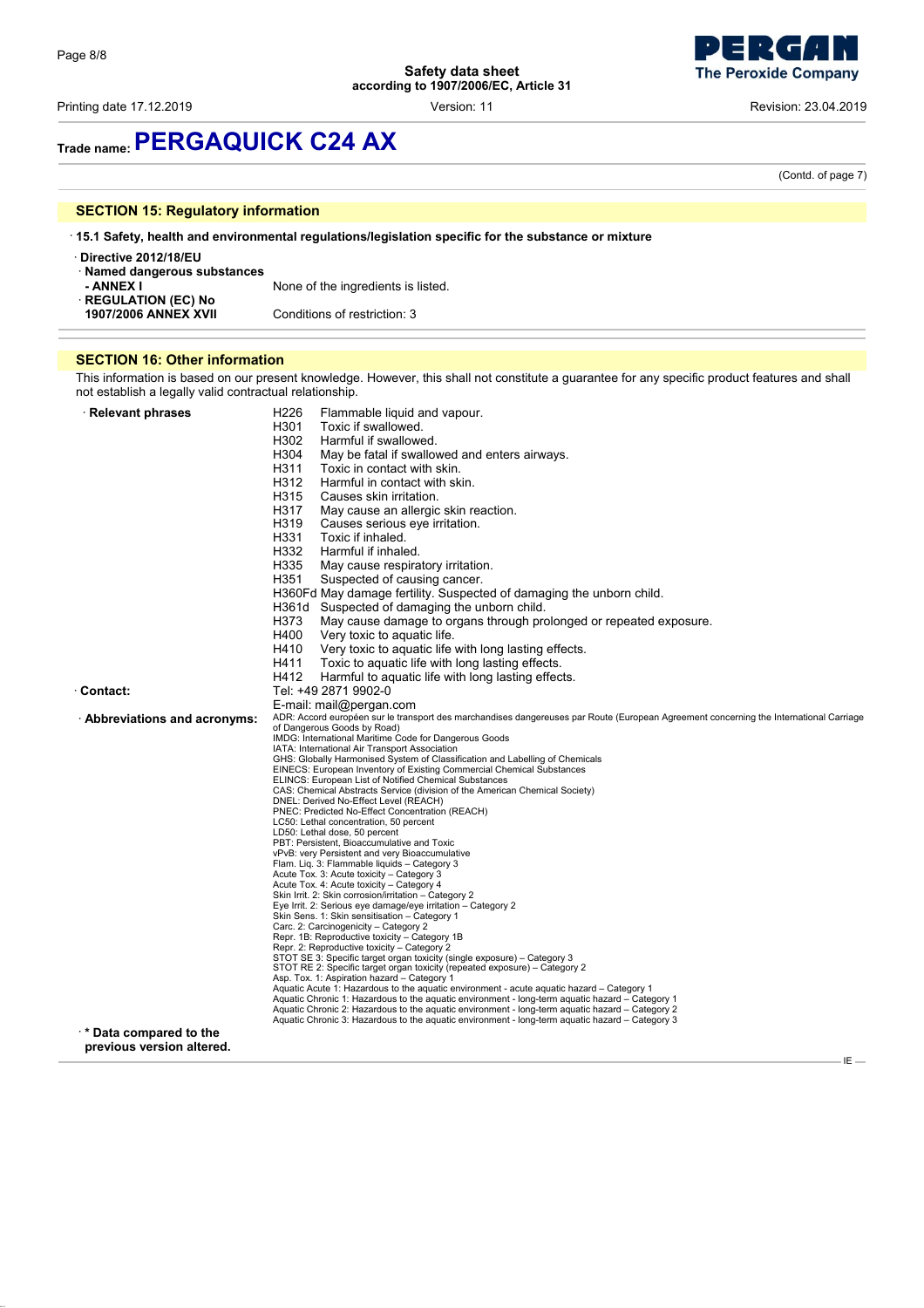# Trade name: PERGAQUICK C24 AX

(Contd. of page 7)

## SECTION 15: Regulatory information

· **15.1 Safety, health and environmental regulations/legislation specific for the substance or mixture**

· **Directive 2012/18/EU**

· **Named dangerous substances - ANNEX I** None of the ingredients is listed.

· **REGULATION (EC) No 1907/2006 ANNEX XVII** Conditions of restriction: 3

## SECTION 16: Other information

This information is based on our present knowledge. However, this shall not constitute a guarantee for any specific product features and shall not establish a legally valid contractual relationship.

· **Relevant phrases**

H226 Flammable liquid and vapour.
H301 Toxic if swallowed.
H302 Harmful if swallowed.
H304 May be fatal if swallowed and enters airways.
H311 Toxic in contact with skin.
H312 Harmful in contact with skin.
H315 Causes skin irritation.
H317 May cause an allergic skin reaction.
H319 Causes serious eye irritation.
H331 Toxic if inhaled.
H332 Harmful if inhaled.
H335 May cause respiratory irritation.
H351 Suspected of causing cancer.
H360Fd May damage fertility. Suspected of damaging the unborn child.
H361d Suspected of damaging the unborn child.
H373 May cause damage to organs through prolonged or repeated exposure.
H400 Very toxic to aquatic life.
H410 Very toxic to aquatic life with long lasting effects.
H411 Toxic to aquatic life with long lasting effects.
H412 Harmful to aquatic life with long lasting effects.

· **Contact:**

Tel: +49 2871 9902-0
E-mail: mail@pergan.com

· **Abbreviations and acronyms:**

ADR: Accord européen sur le transport des marchandises dangereuses par Route (European Agreement concerning the International Carriage of Dangerous Goods by Road)
IMDG: International Maritime Code for Dangerous Goods
IATA: International Air Transport Association
GHS: Globally Harmonised System of Classification and Labelling of Chemicals
EINECS: European Inventory of Existing Commercial Chemical Substances
ELINCS: European List of Notified Chemical Substances
CAS: Chemical Abstracts Service (division of the American Chemical Society)
DNEL: Derived No-Effect Level (REACH)
PNEC: Predicted No-Effect Concentration (REACH)
LC50: Lethal concentration, 50 percent
LD50: Lethal dose, 50 percent
PBT: Persistent, Bioaccumulative and Toxic
vPvB: very Persistent and very Bioaccumulative
Flam. Liq. 3: Flammable liquids – Category 3
Acute Tox. 3: Acute toxicity – Category 3
Acute Tox. 4: Acute toxicity – Category 4
Skin Irrit. 2: Skin corrosion/irritation – Category 2
Eye Irrit. 2: Serious eye damage/eye irritation – Category 2
Skin Sens. 1: Skin sensitisation – Category 1
Carc. 2: Carcinogenicity – Category 2
Repr. 1B: Reproductive toxicity – Category 1B
Repr. 2: Reproductive toxicity – Category 2
STOT SE 3: Specific target organ toxicity (single exposure) – Category 3
STOT RE 2: Specific target organ toxicity (repeated exposure) – Category 2
Asp. Tox. 1: Aspiration hazard – Category 1
Aquatic Acute 1: Hazardous to the aquatic environment - acute aquatic hazard – Category 1
Aquatic Chronic 1: Hazardous to the aquatic environment - long-term aquatic hazard – Category 1
Aquatic Chronic 2: Hazardous to the aquatic environment - long-term aquatic hazard – Category 2
Aquatic Chronic 3: Hazardous to the aquatic environment - long-term aquatic hazard – Category 3

· **\* Data compared to the previous version altered.**